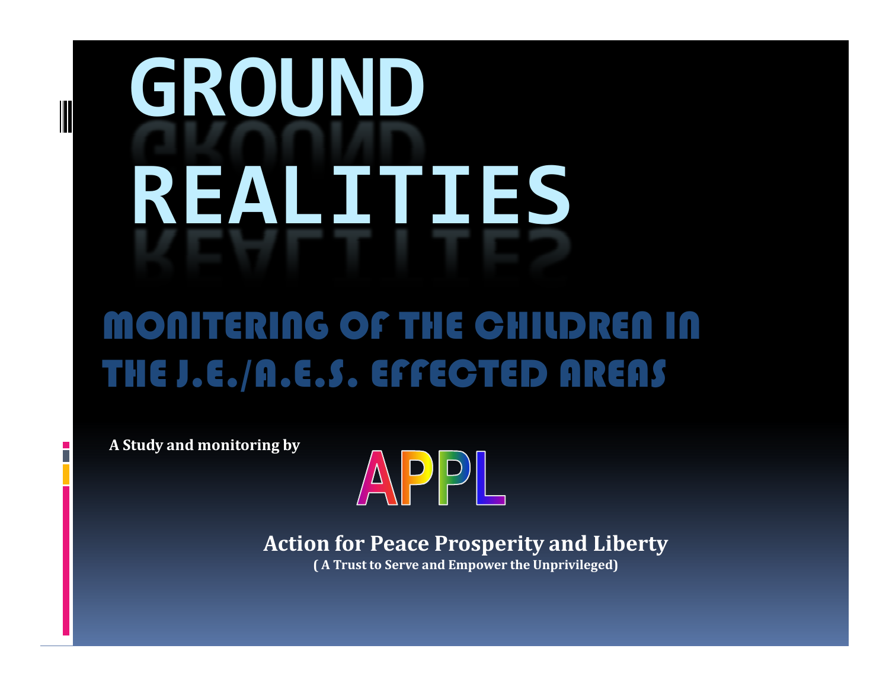# GROUND REALITIES

## MONITERING OF THE CHILDREN IN THE J.E./A.E.S. EFFECTED AREAS

**A Study and monitoring by**

**APPL**

**Action for Peace Prosperity and Liberty**

**( A Trust to Serve and Empower the Unprivileged)**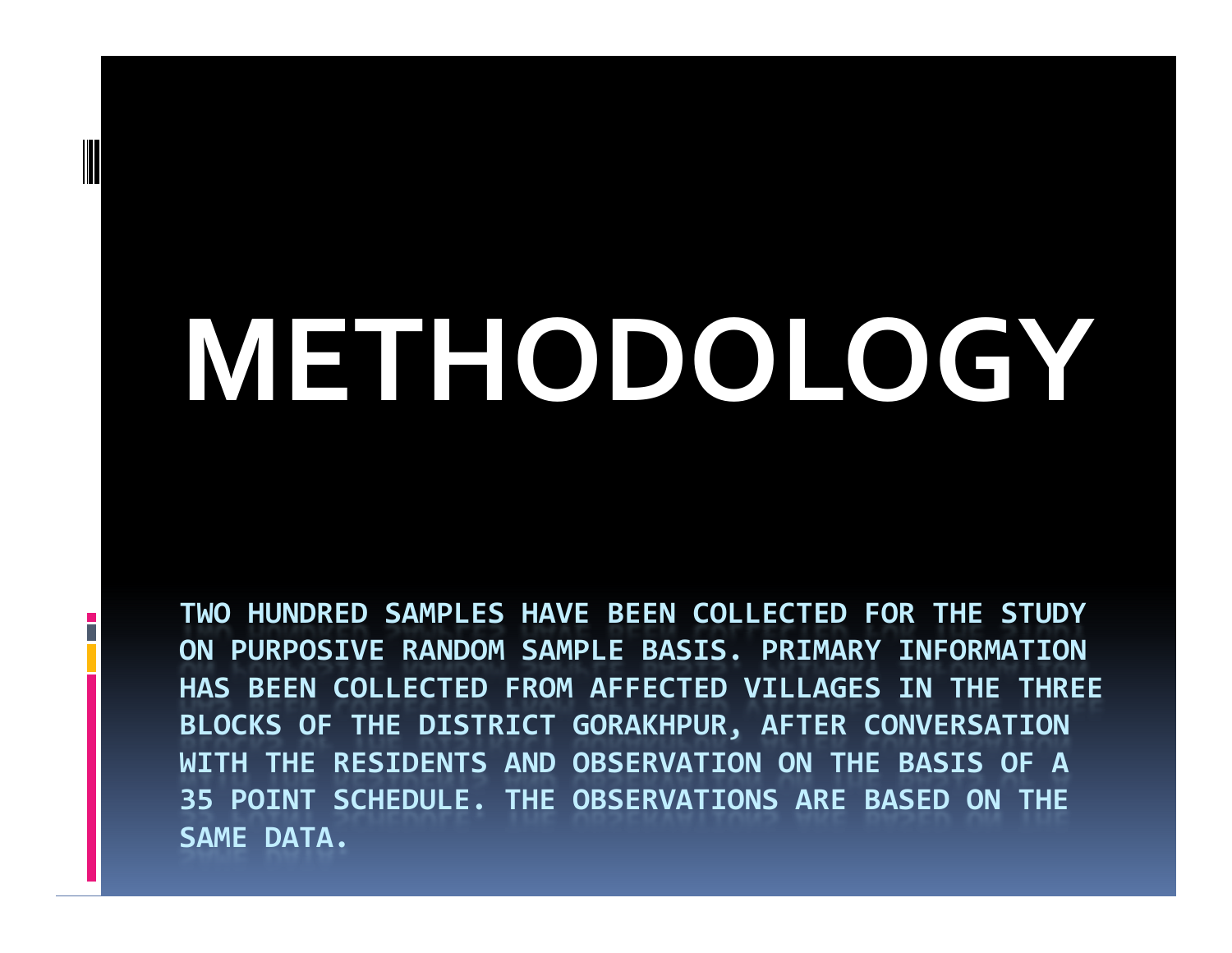# METHODOLOGY

TWO HUNDRED SAMPLES HAVE BEEN COLLECTED FOR THE STUDY ON PURPOSIVE RANDOM SAMPLE BASIS. PRIMARY INFORMATION HAS BEEN COLLECTED FROM AFFECTED VILLAGES IN THE THREE BLOCKS OF THE DISTRICT GORAKHPUR, AFTER CONVERSATION WITH THE RESIDENTS AND OBSERVATION ON THE BASIS OF A 35 POINT SCHEDULE. THE OBSERVATIONS ARE BASED ON THE SAME DATA.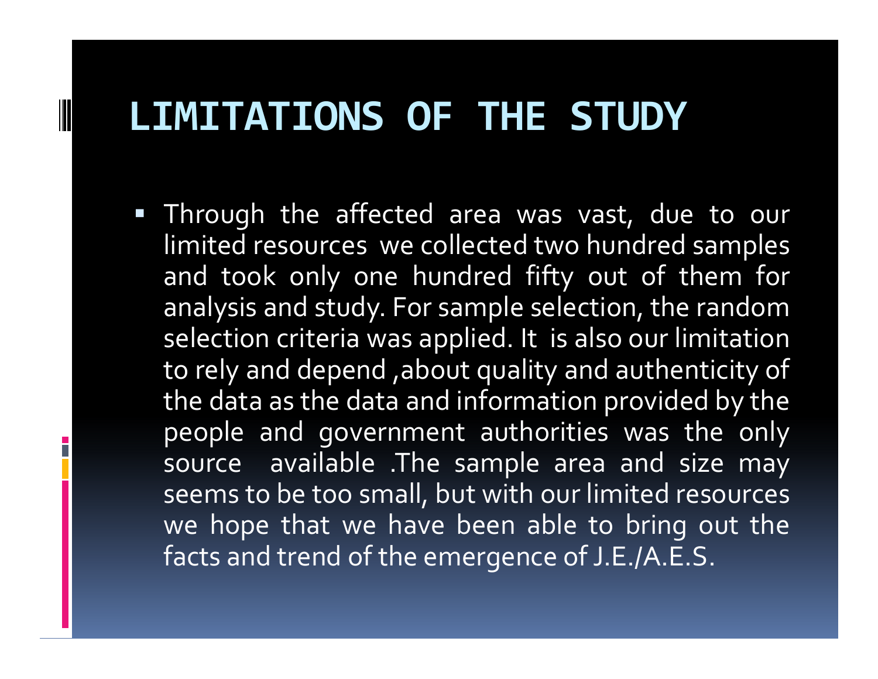# LIMITATIONS OF THE STUDY

- Through the affected area was vast, due to our limited resources we collected two hundred samples and took only one hundred fifty out of them for analysis and study. For sample selection, the random selection criteria was applied. It is also our limitation to rely and depend ,about quality and authenticity of the data as the data and information provided by the people and government authorities was the only source available .The sample area and size may seems to be too small, but with our limited resources we hope that we have been able to bring out the facts and trend of the emergence of J.E./A.E.S.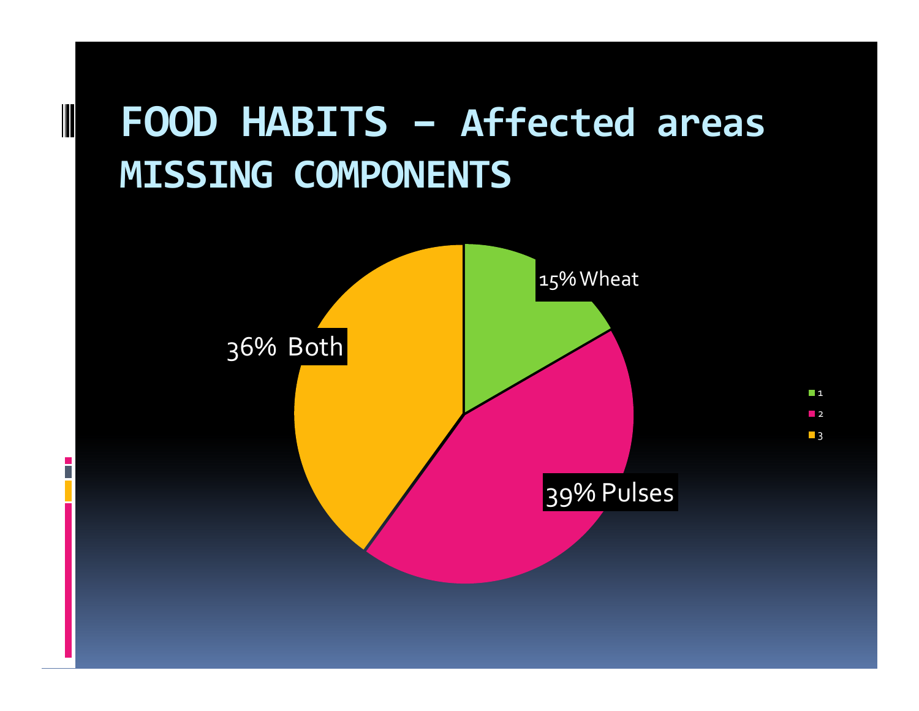# FOOD HABITS – Affected areas MISSING COMPONENTS

15% Wheat

39% Pulses

36% Both

1

2

3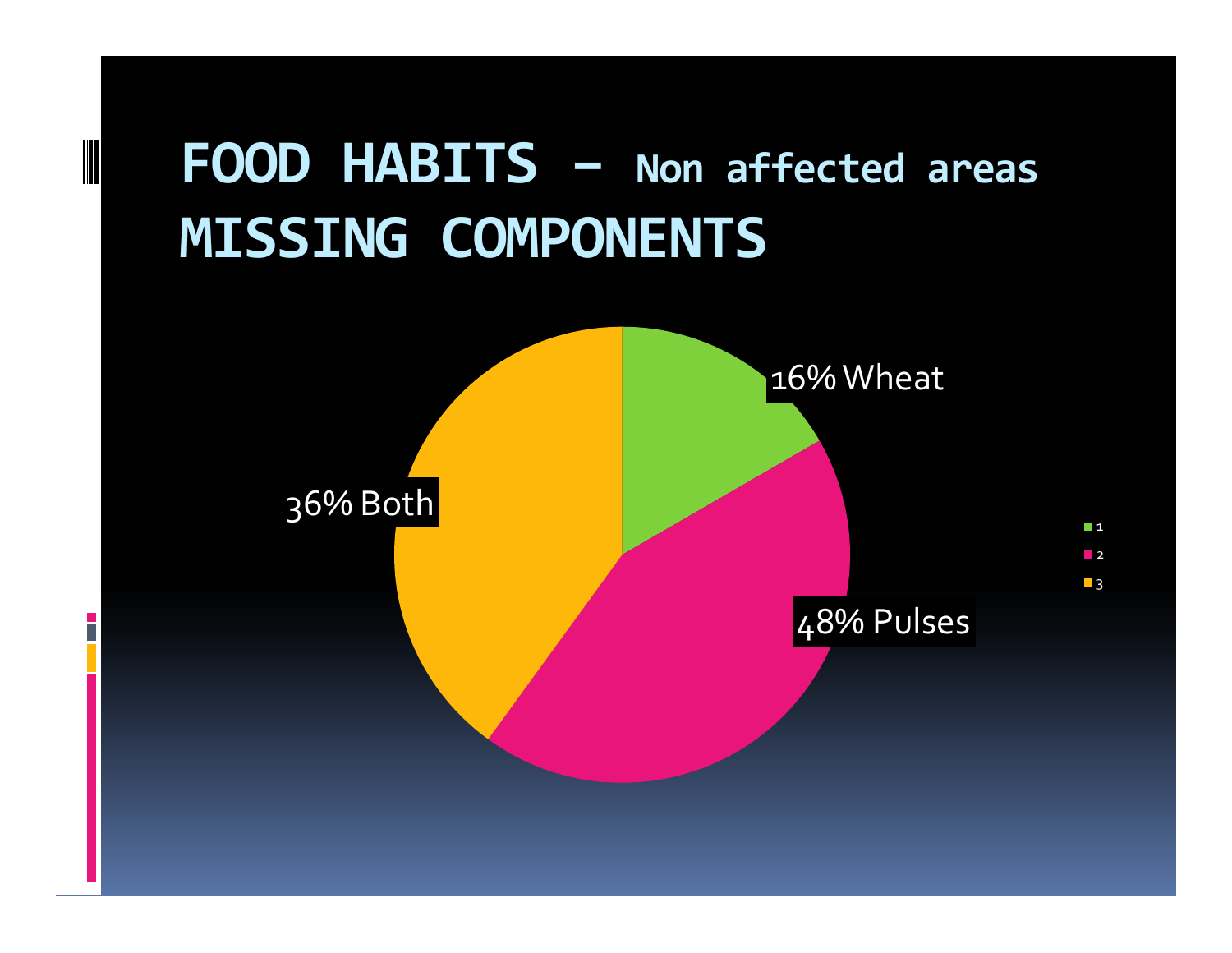# FOOD HABITS – Non affected areas
# MISSING COMPONENTS

16% Wheat

48% Pulses

36% Both

1
2
3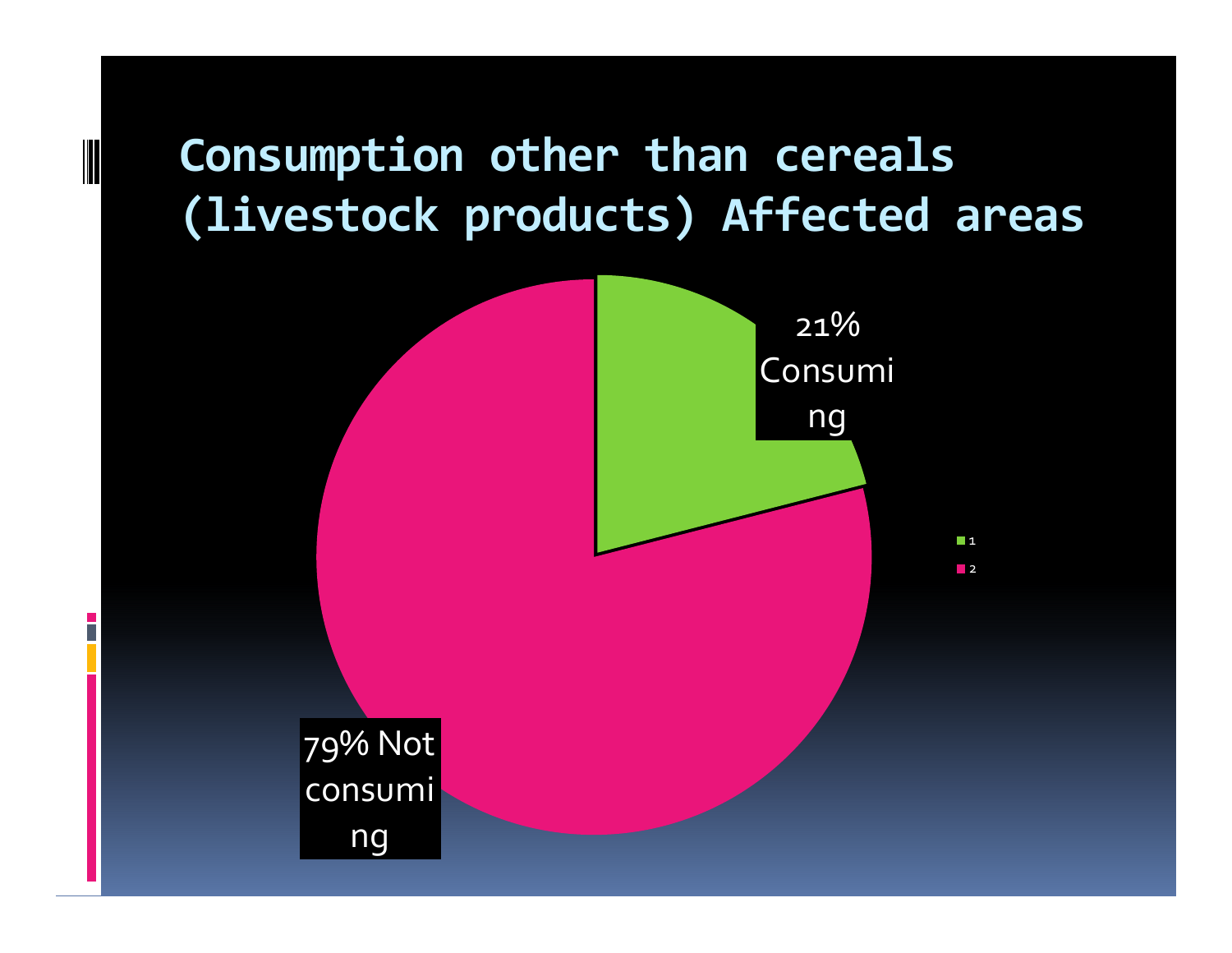# Consumption other than cereals (livestock products) Affected areas

21% Consuming

79% Not consuming

1

2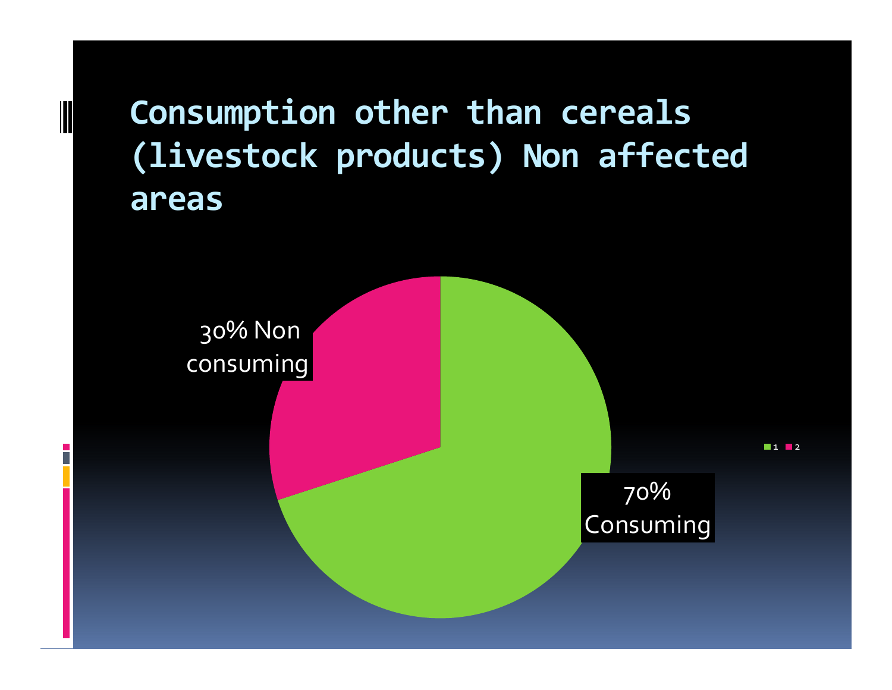# Consumption other than cereals (livestock products) Non affected areas

30% Non consuming

70% Consuming

1 2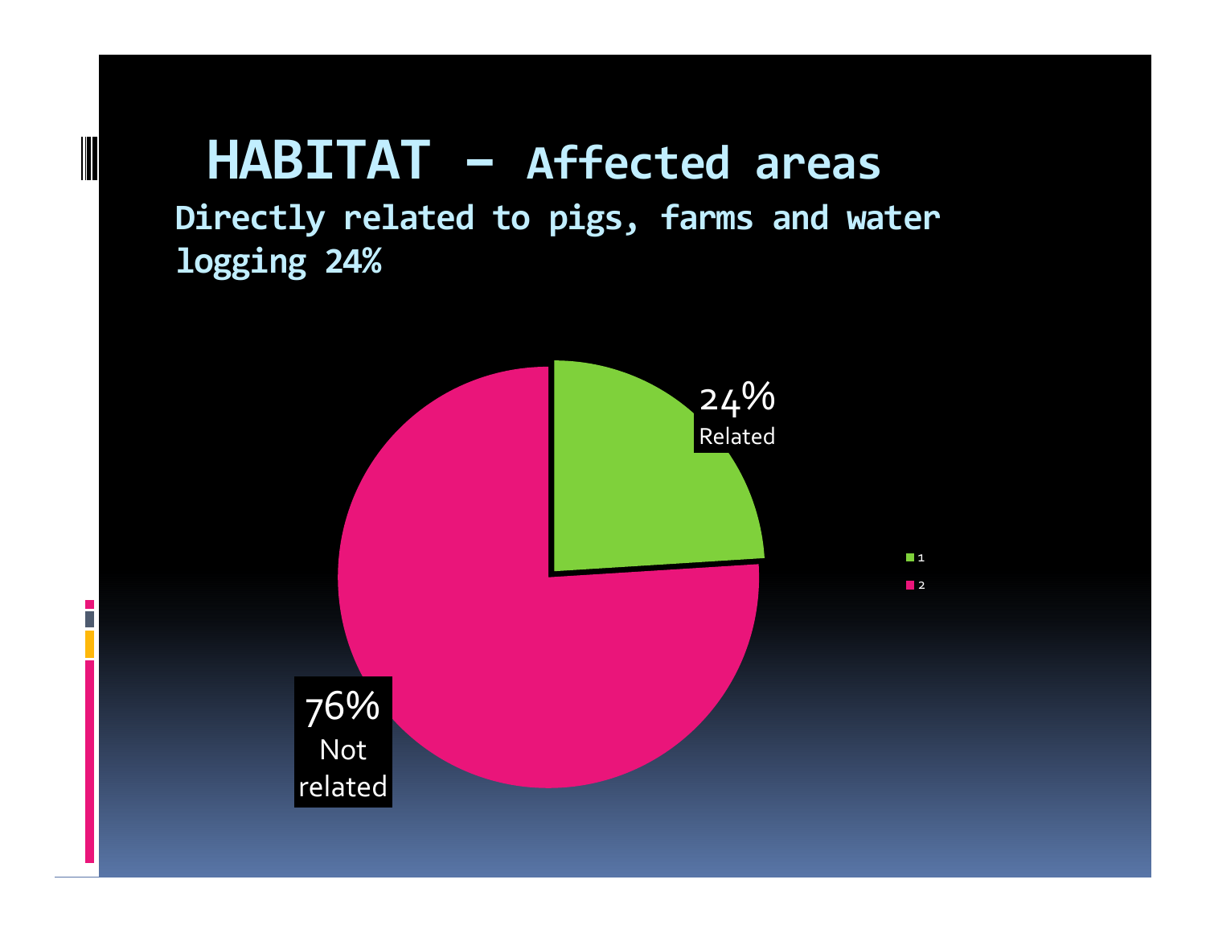# HABITAT – Affected areas

**Directly related to pigs, farms and water logging 24%**

24% Related

76% Not related

1

2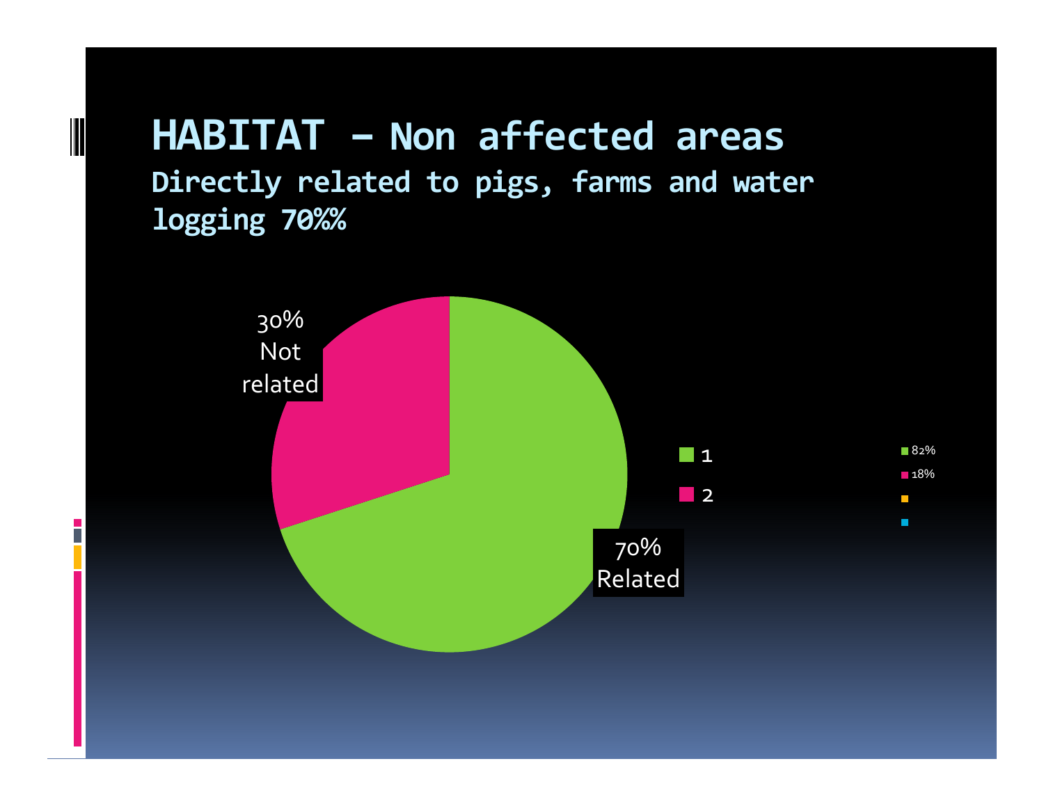# HABITAT – Non affected areas

**Directly related to pigs, farms and water logging 70%%**

30% Not related

70% Related

1

2

82%

18%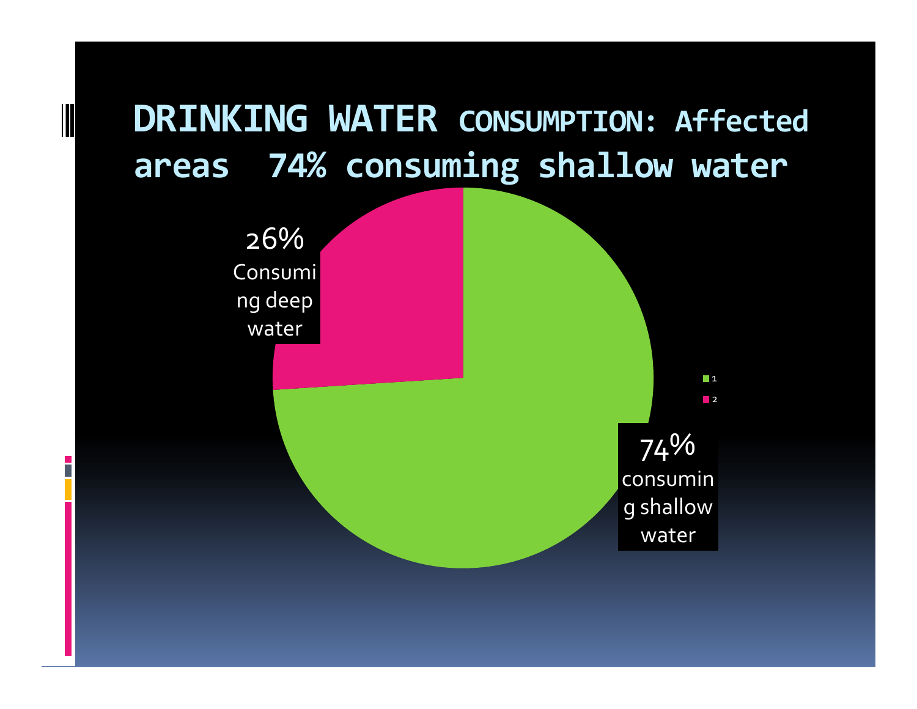# DRINKING WATER CONSUMPTION: Affected areas 74% consuming shallow water

26% Consuming deep water

74% consuming shallow water

1

2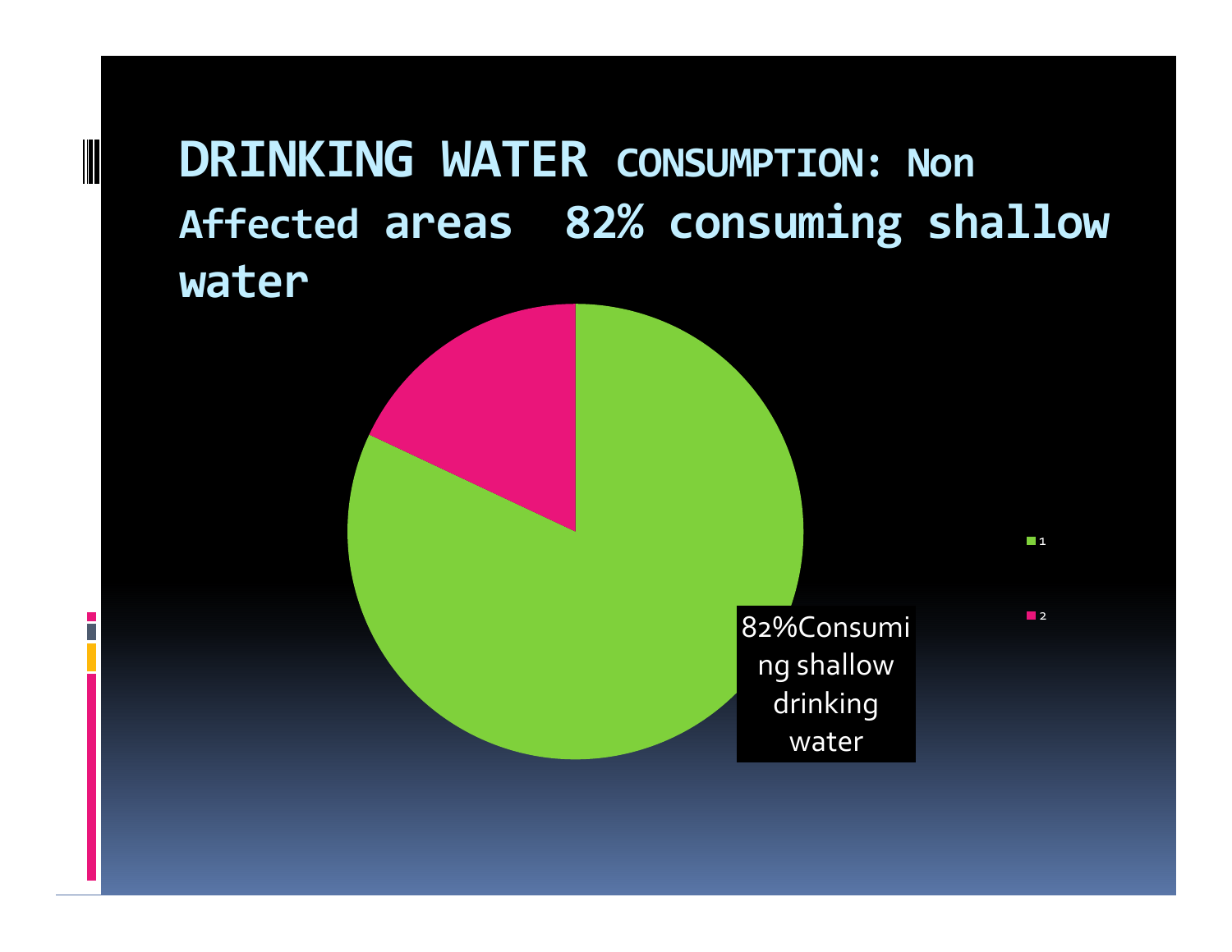# DRINKING WATER CONSUMPTION: Non Affected areas 82% consuming shallow water

82%Consuming shallow drinking water

1

2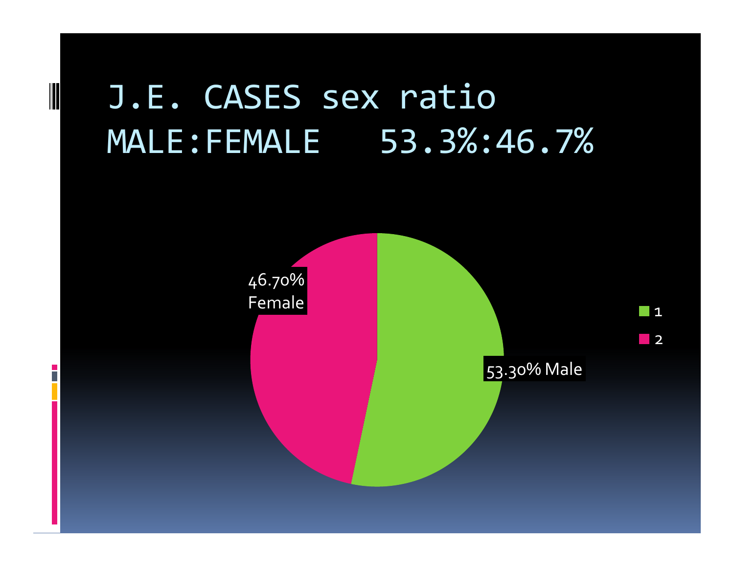# J.E. CASES sex ratio MALE:FEMALE 53.3%:46.7%

46.70% Female

53.30% Male

- 1
- 2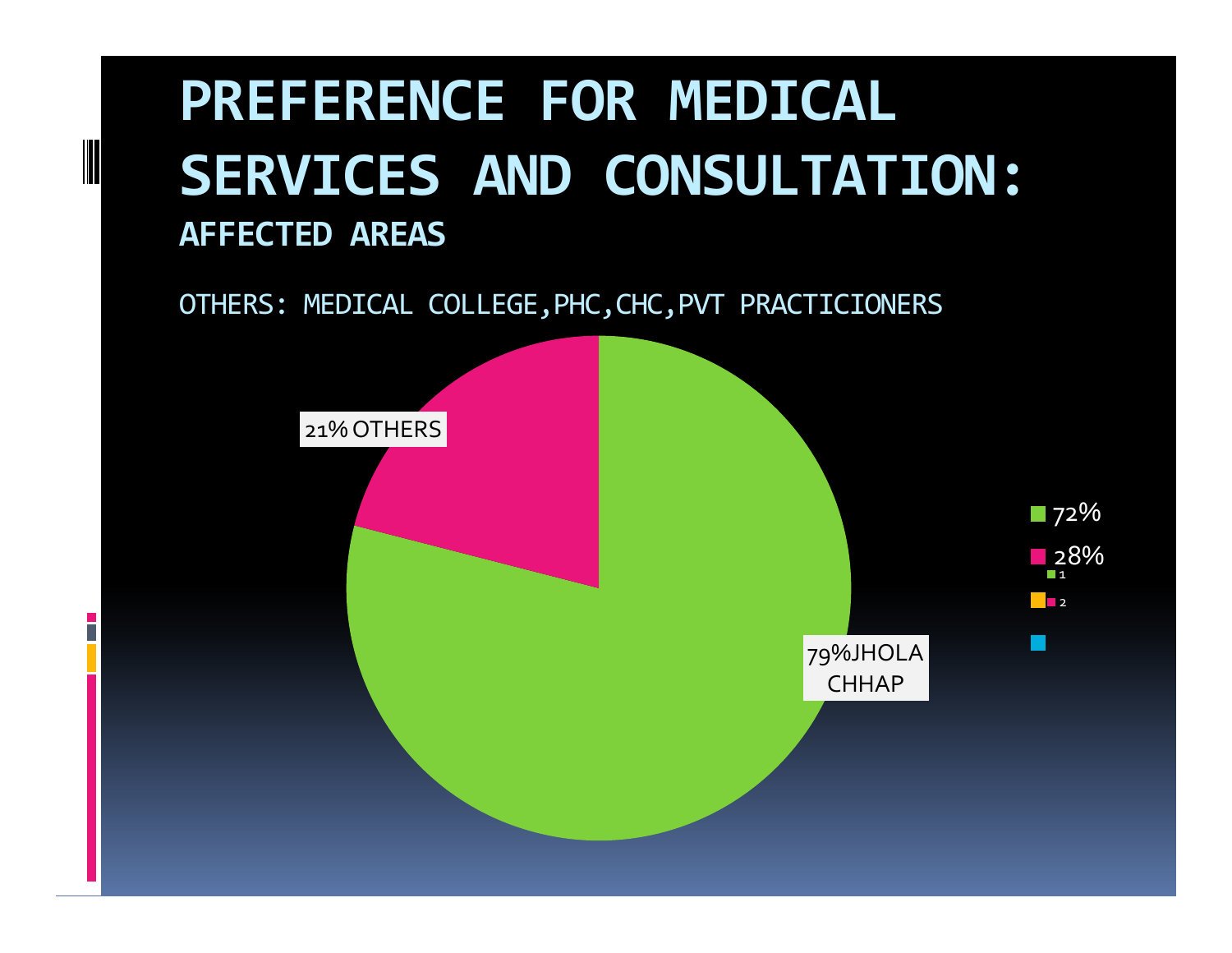# PREFERENCE FOR MEDICAL SERVICES AND CONSULTATION:

## AFFECTED AREAS

OTHERS: MEDICAL COLLEGE,PHC,CHC,PVT PRACTICIONERS

21% OTHERS

79%JHOLA CHHAP

72%

28%

1

2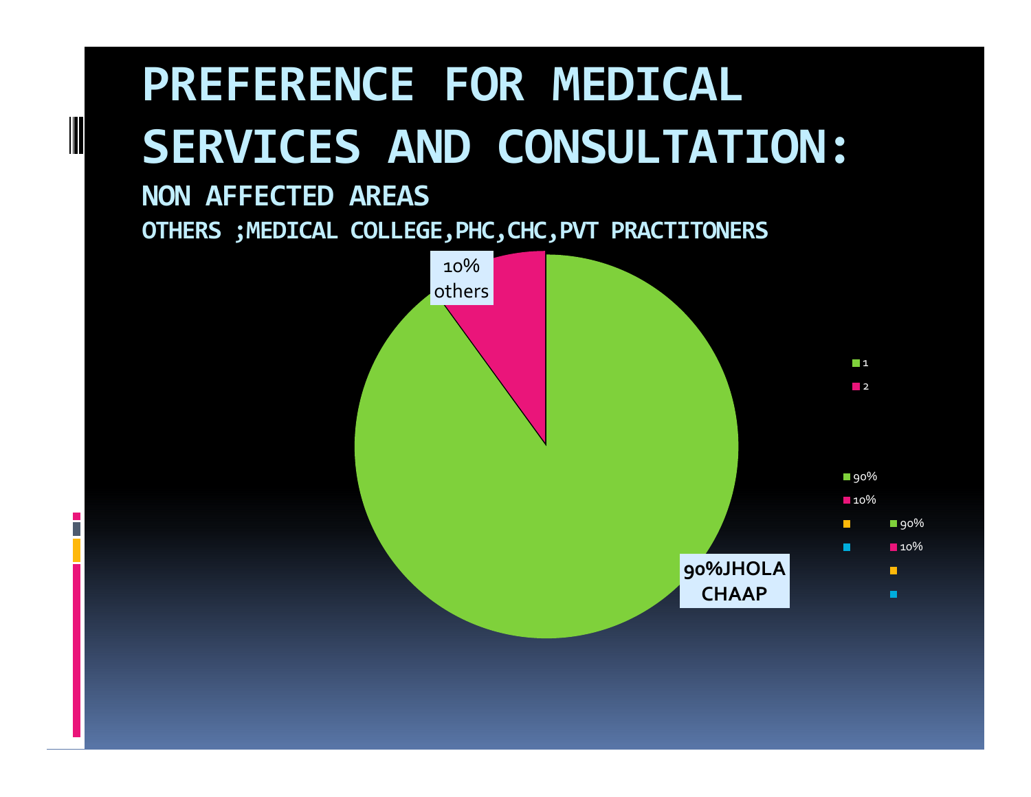# PREFERENCE FOR MEDICAL SERVICES AND CONSULTATION:

**NON AFFECTED AREAS**

**OTHERS ;MEDICAL COLLEGE,PHC,CHC,PVT PRACTITONERS**

10% others

90%JHOLA CHAAP

1
2

90%
10%

90%
10%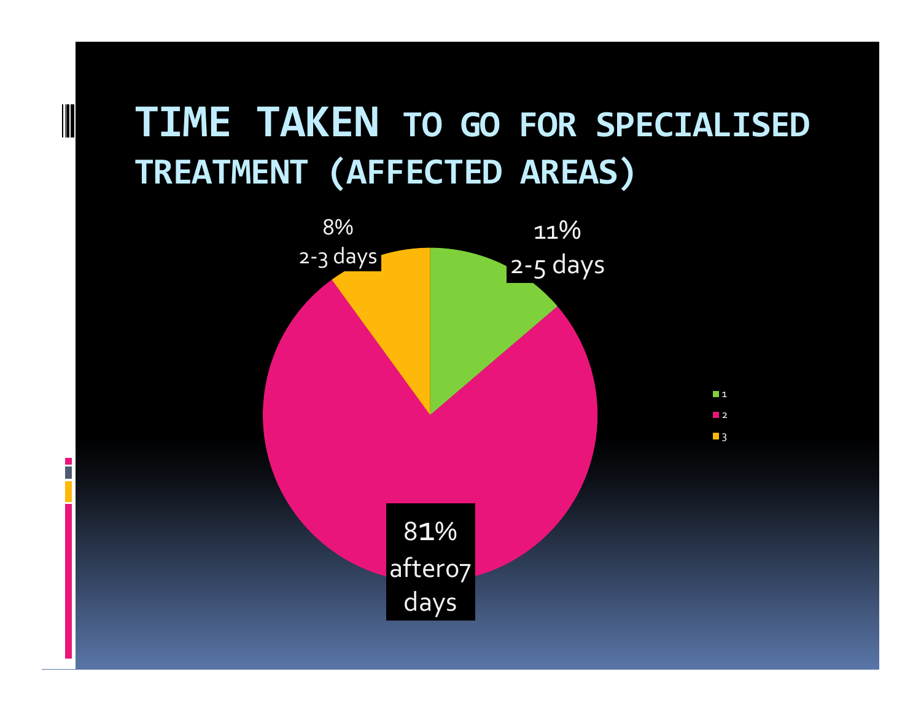# TIME TAKEN TO GO FOR SPECIALISED TREATMENT (AFFECTED AREAS)

8%
2-3 days

11%
2-5 days

81%
after07
days

- 1
- 2
- 3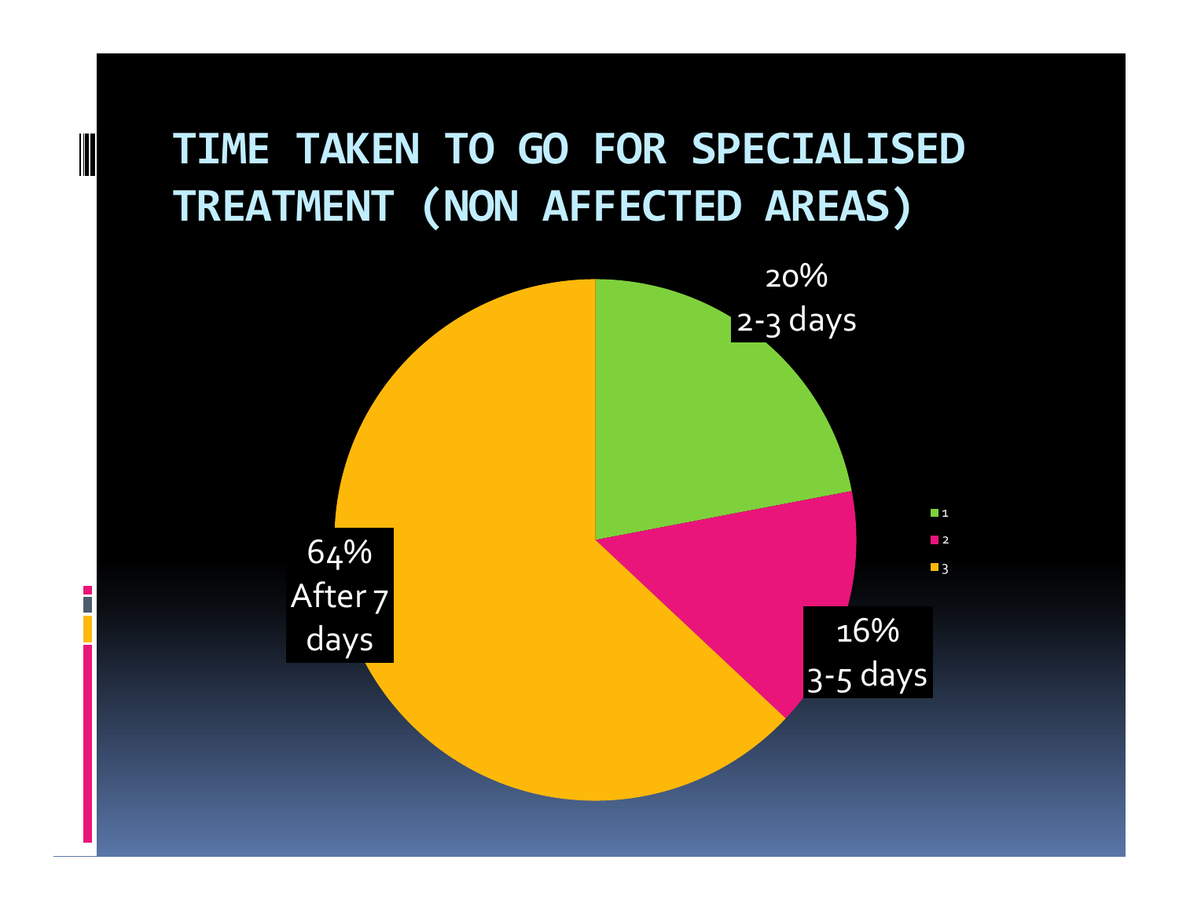# TIME TAKEN TO GO FOR SPECIALISED TREATMENT (NON AFFECTED AREAS)

20%
2-3 days

16%
3-5 days

64%
After 7 days

- 1
- 2
- 3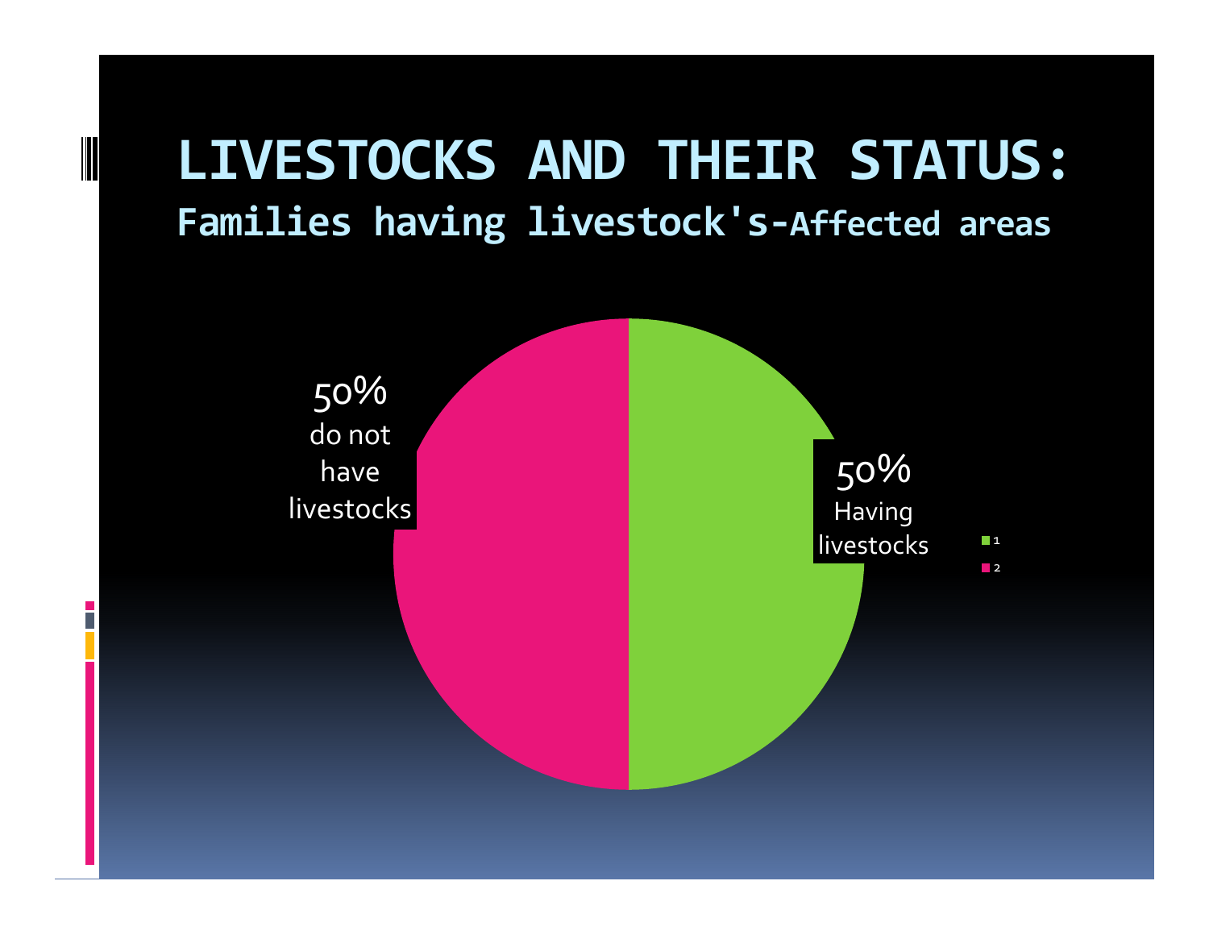# LIVESTOCKS AND THEIR STATUS:

## Families having livestock's-Affected areas

50% do not have livestocks

50% Having livestocks

1

2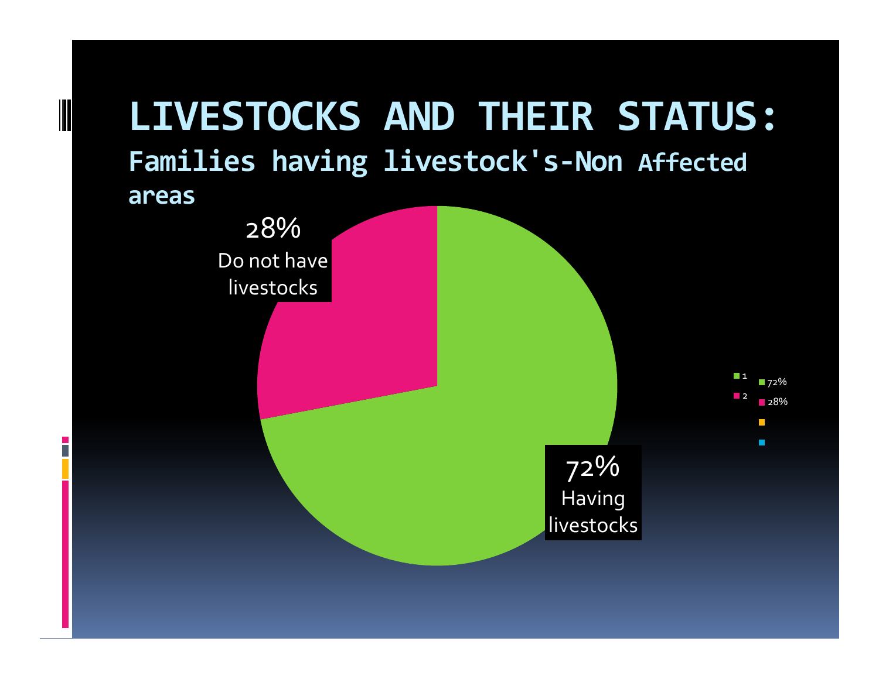# LIVESTOCKS AND THEIR STATUS:

## Families having livestock's-Non Affected areas

28%
Do not have livestocks

72%
Having livestocks

1 72%
2 28%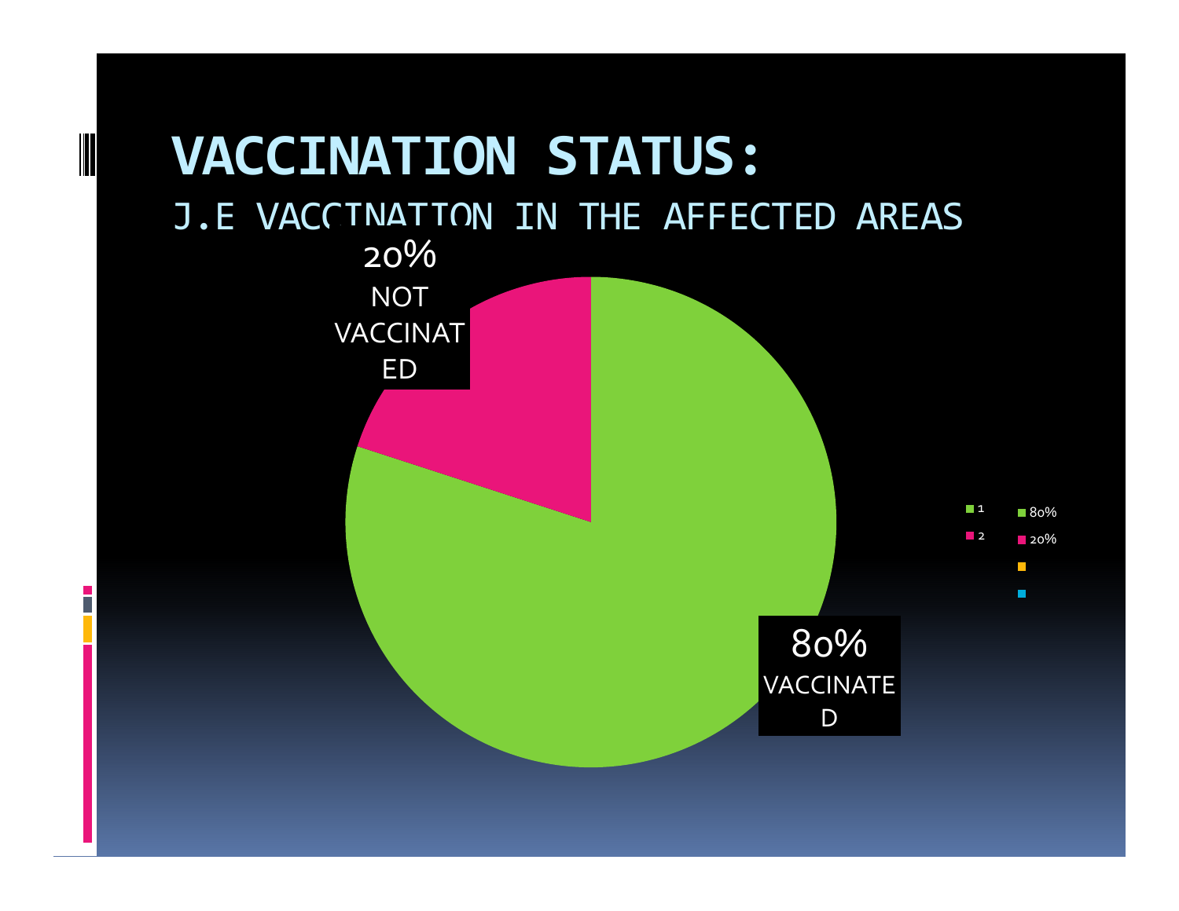# VACCINATION STATUS:

J.E VACCINATION IN THE AFFECTED AREAS

20% NOT VACCINATED

80% VACCINATED

■ 1 ■ 80%
■ 2 ■ 20%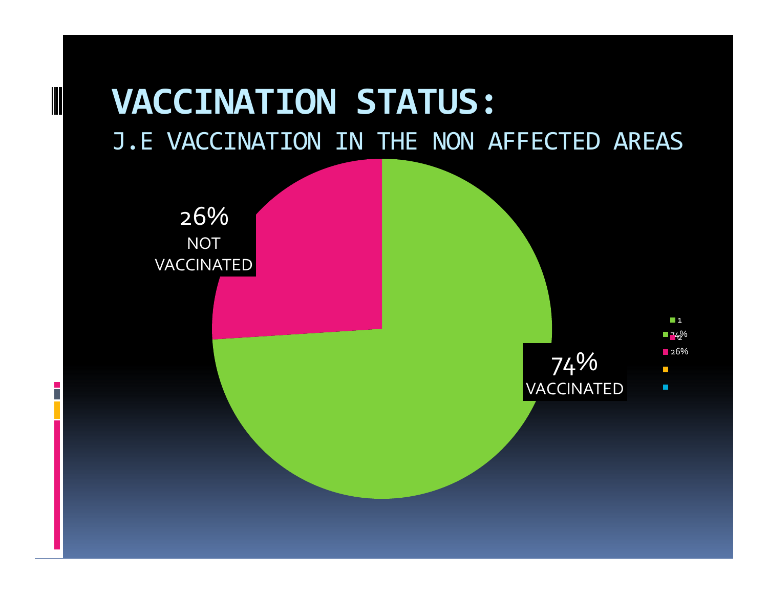# VACCINATION STATUS:

## J.E VACCINATION IN THE NON AFFECTED AREAS

26%
NOT VACCINATED

74%
VACCINATED

- 1
- 74%
- 2
- 26%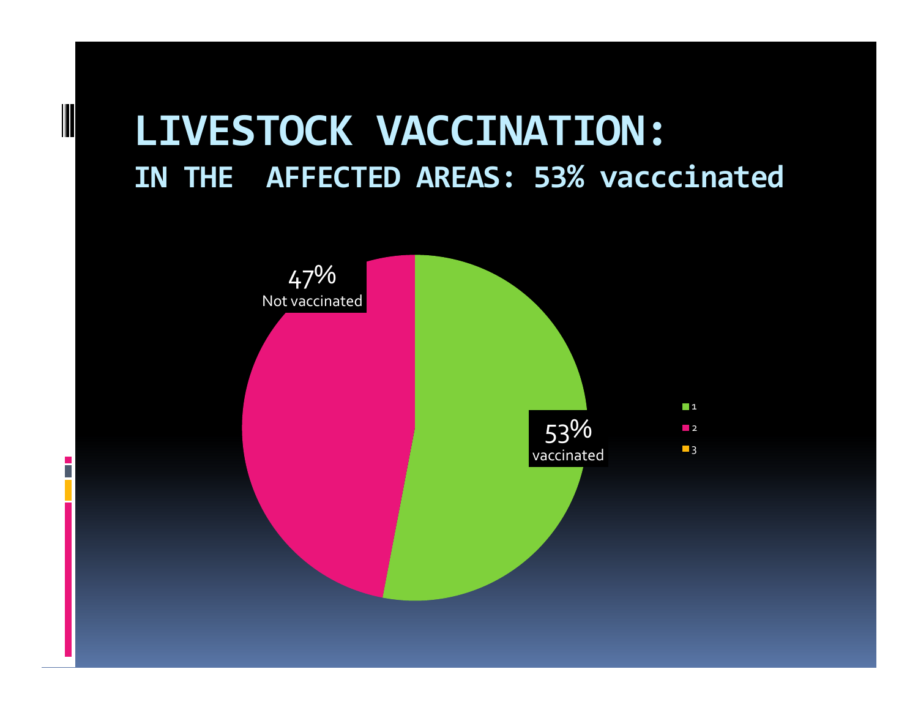# LIVESTOCK VACCINATION:

## IN THE AFFECTED AREAS: 53% vacccinated

47%
Not vaccinated

53%
vaccinated

1
2
3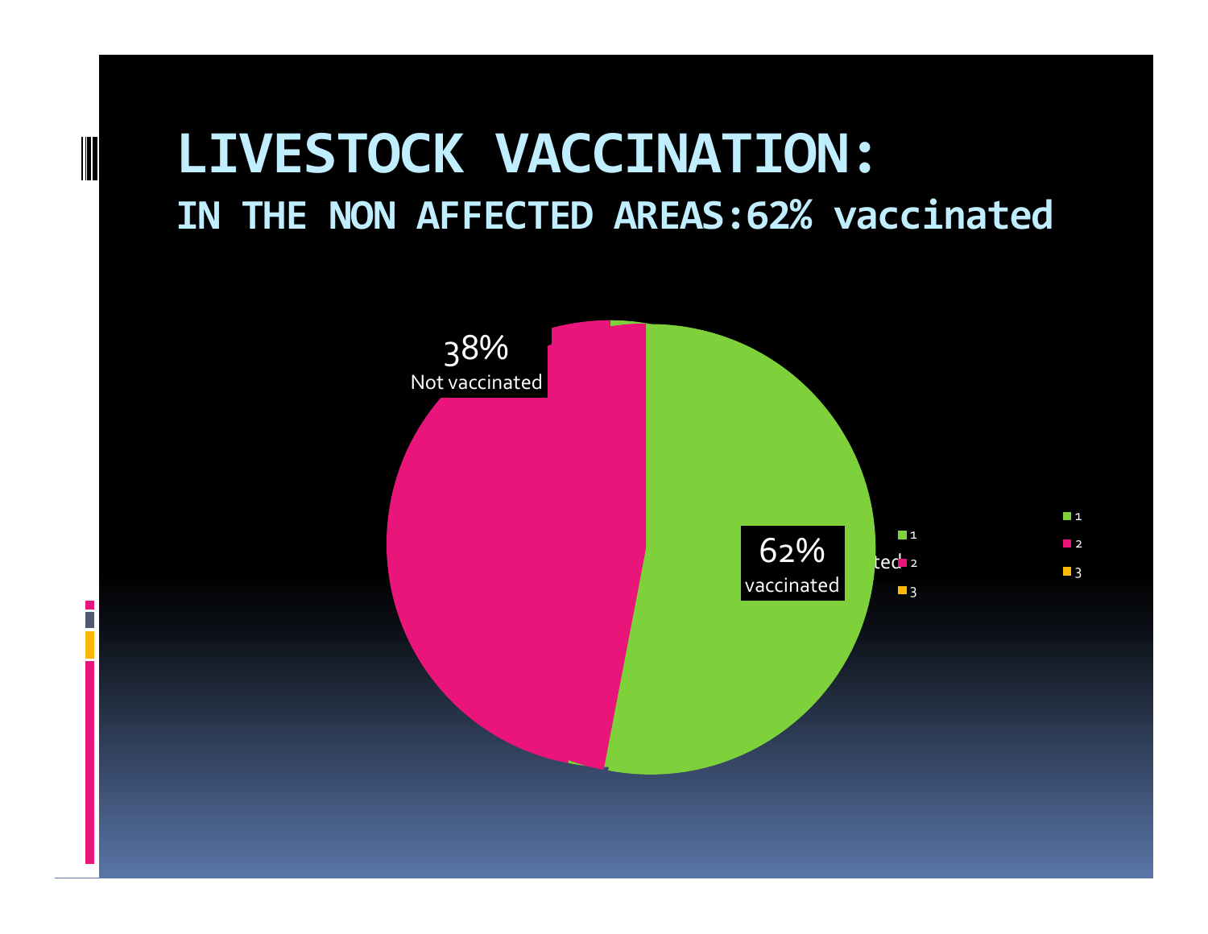# LIVESTOCK VACCINATION:

## IN THE NON AFFECTED AREAS:62% vaccinated

38%
Not vaccinated

62%
vaccinated

ted

1
2
3

1
2
3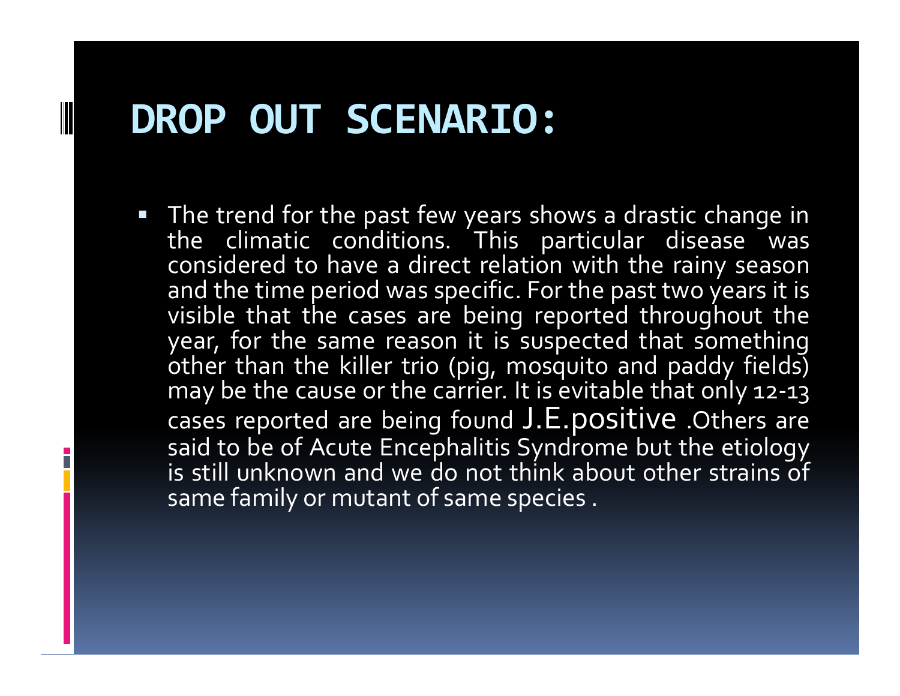# DROP OUT SCENARIO:

- The trend for the past few years shows a drastic change in the climatic conditions. This particular disease was considered to have a direct relation with the rainy season and the time period was specific. For the past two years it is visible that the cases are being reported throughout the year, for the same reason it is suspected that something other than the killer trio (pig, mosquito and paddy fields) may be the cause or the carrier. It is evitable that only 12-13 cases reported are being found J.E.positive .Others are said to be of Acute Encephalitis Syndrome but the etiology is still unknown and we do not think about other strains of same family or mutant of same species .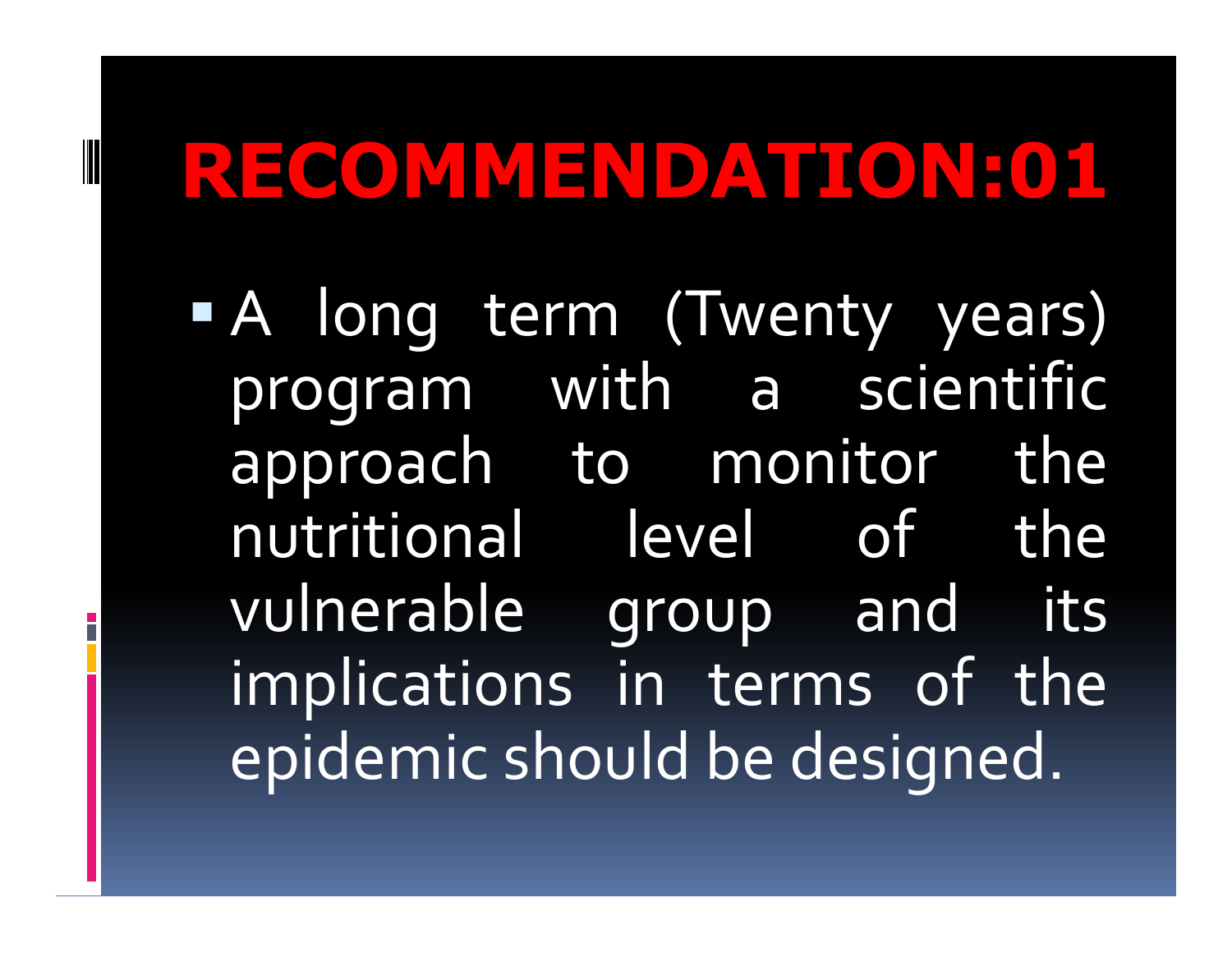# RECOMMENDATION:01

- A long term (Twenty years) program with a scientific approach to monitor the nutritional level of the vulnerable group and its implications in terms of the epidemic should be designed.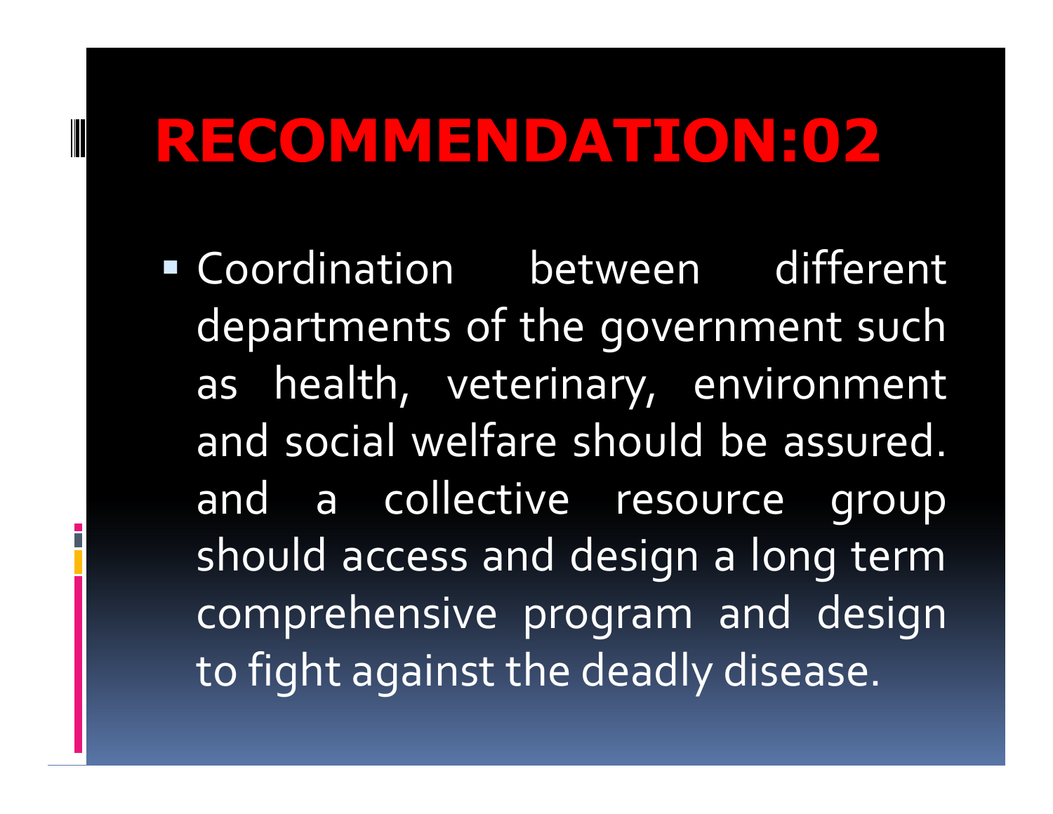# RECOMMENDATION:02

- Coordination between different departments of the government such as health, veterinary, environment and social welfare should be assured. and a collective resource group should access and design a long term comprehensive program and design to fight against the deadly disease.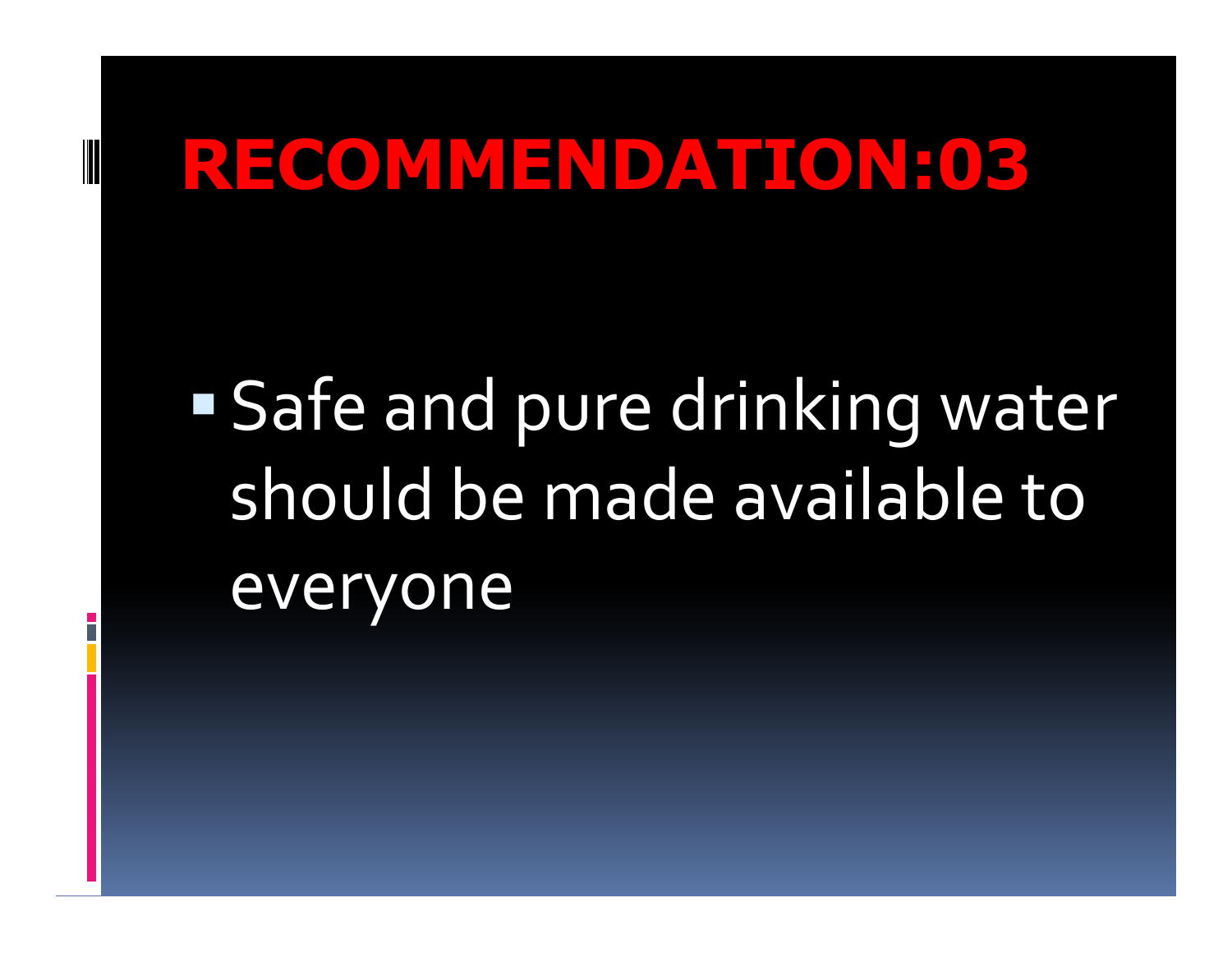# RECOMMENDATION:03

- Safe and pure drinking water should be made available to everyone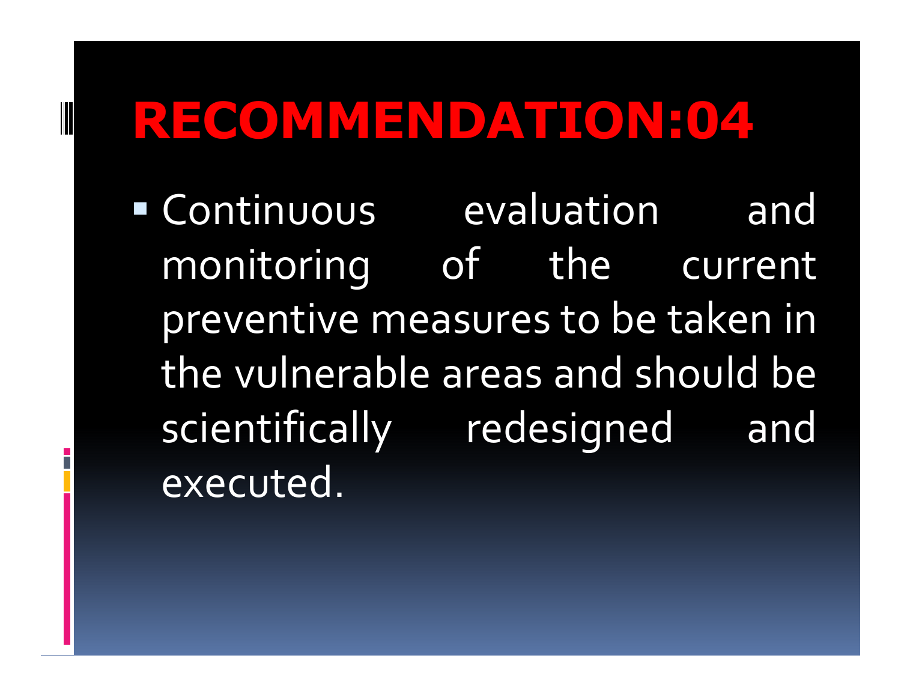# RECOMMENDATION:04

- Continuous evaluation and monitoring of the current preventive measures to be taken in the vulnerable areas and should be scientifically redesigned and executed.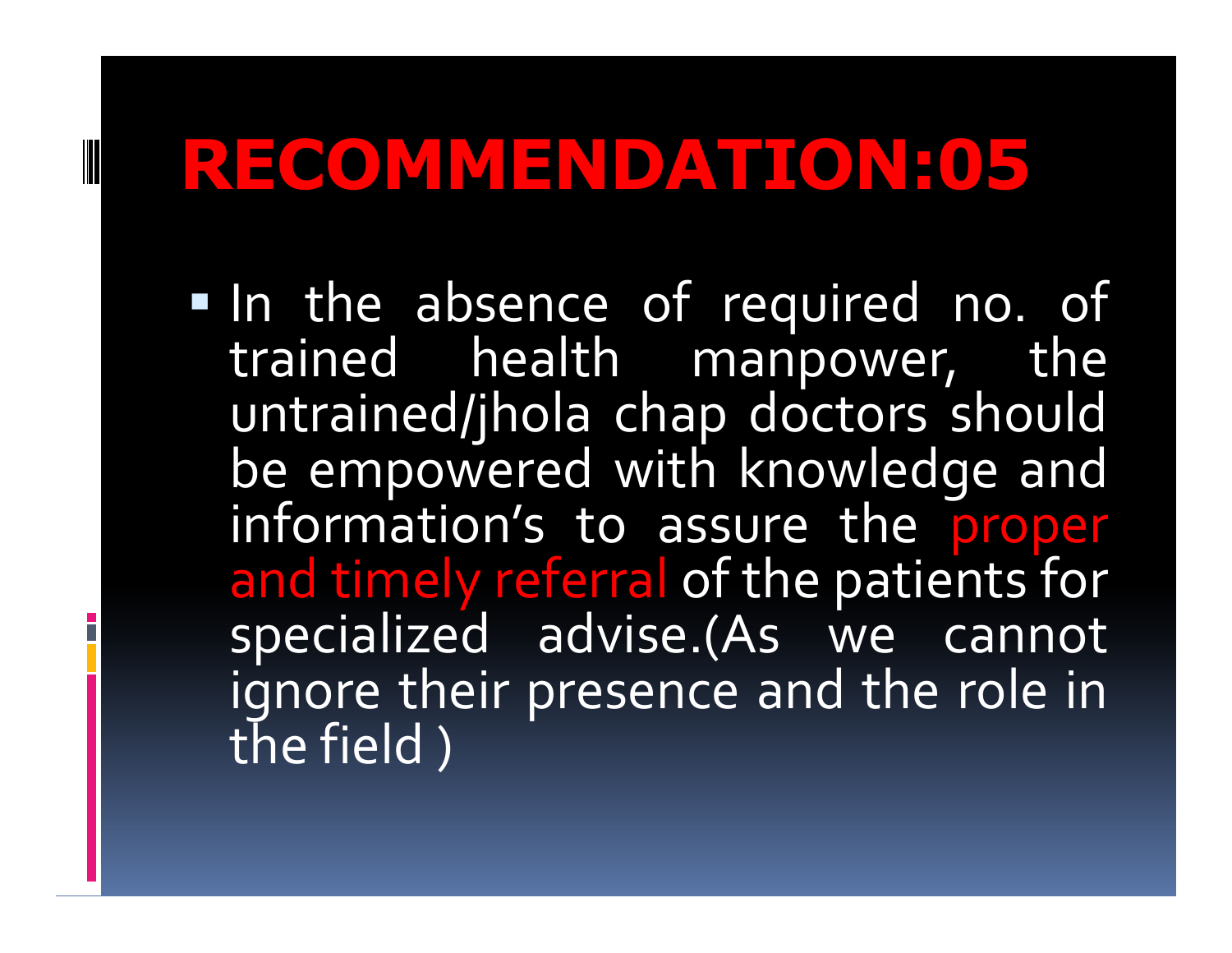# RECOMMENDATION:05

- In the absence of required no. of trained health manpower, the untrained/jhola chap doctors should be empowered with knowledge and information's to assure the proper and timely referral of the patients for specialized advise.(As we cannot ignore their presence and the role in the field )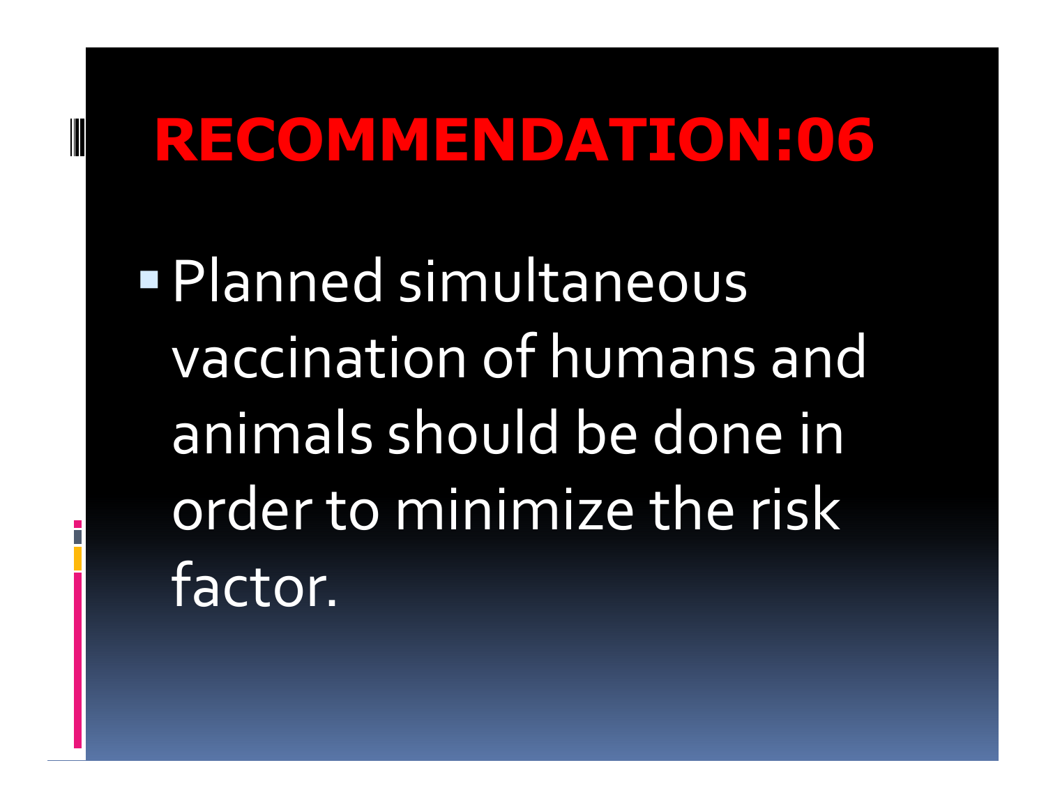# RECOMMENDATION:06

- Planned simultaneous vaccination of humans and animals should be done in order to minimize the risk factor.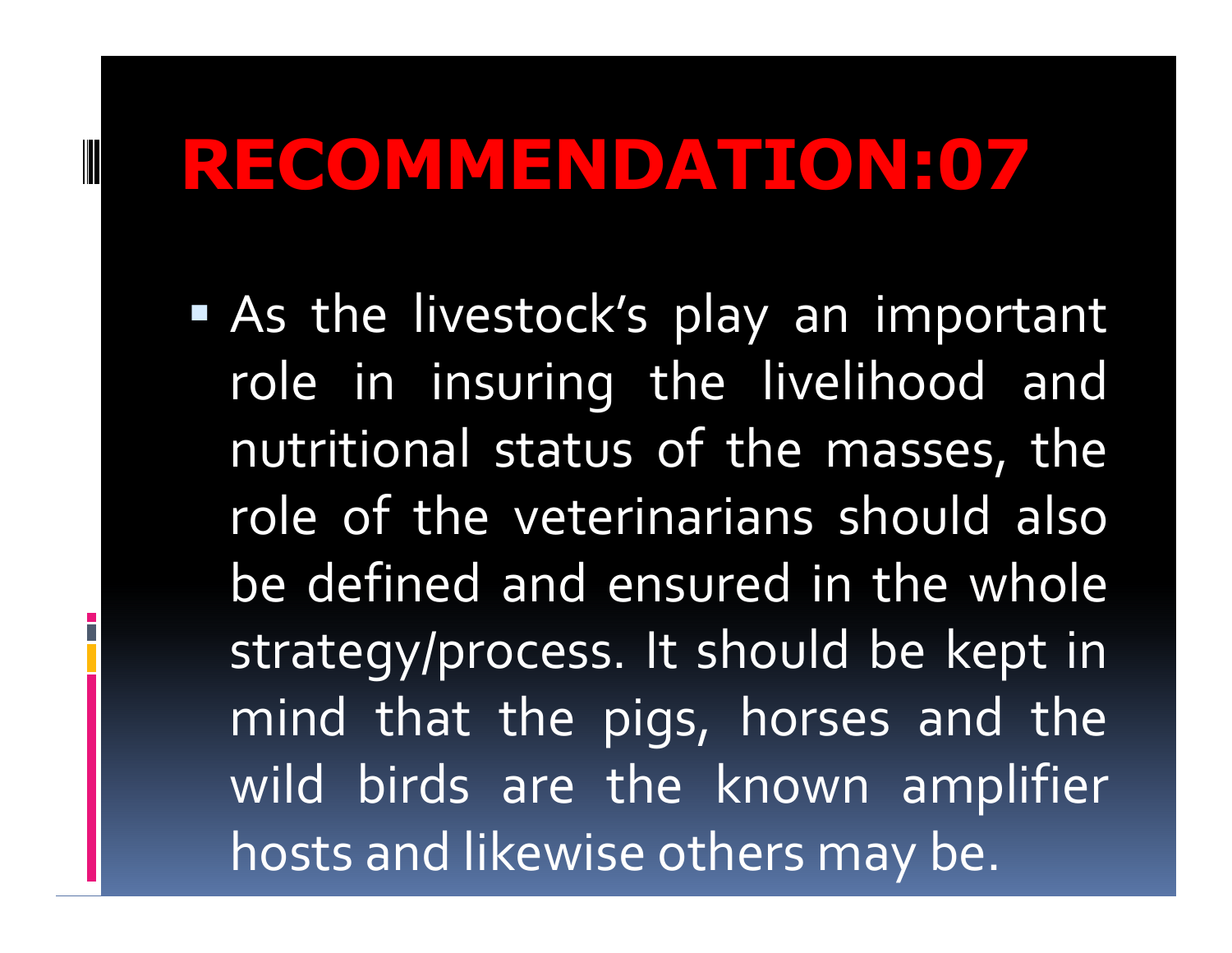# RECOMMENDATION:07

- As the livestock's play an important role in insuring the livelihood and nutritional status of the masses, the role of the veterinarians should also be defined and ensured in the whole strategy/process. It should be kept in mind that the pigs, horses and the wild birds are the known amplifier hosts and likewise others may be.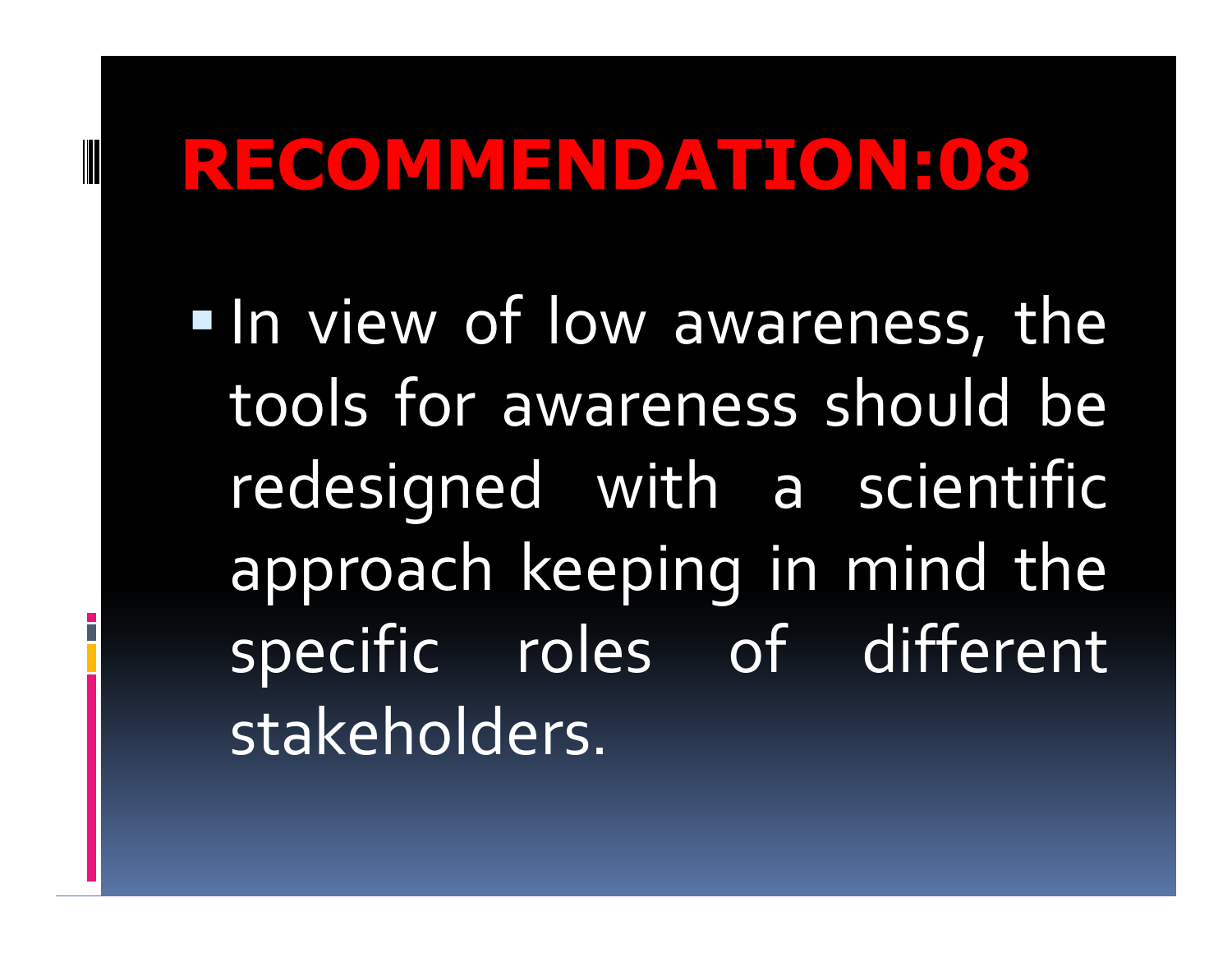# RECOMMENDATION:08

- In view of low awareness, the tools for awareness should be redesigned with a scientific approach keeping in mind the specific roles of different stakeholders.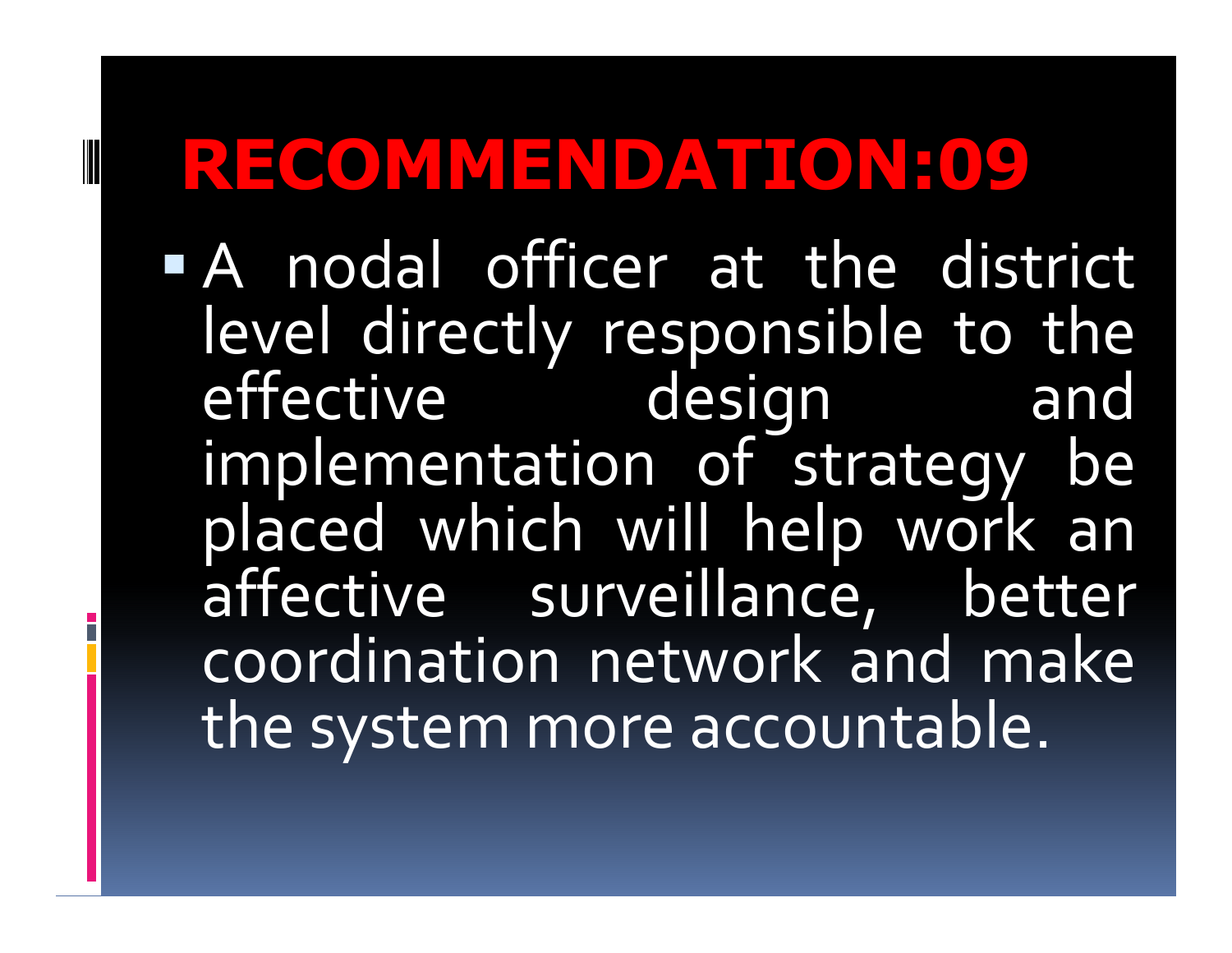# RECOMMENDATION:09

- A nodal officer at the district level directly responsible to the effective design and implementation of strategy be placed which will help work an affective surveillance, better coordination network and make the system more accountable.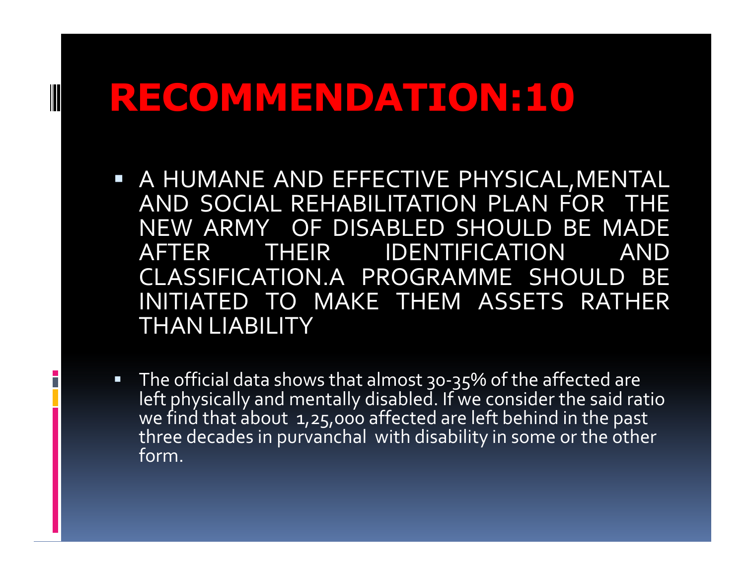# RECOMMENDATION:10

- A HUMANE AND EFFECTIVE PHYSICAL,MENTAL AND SOCIAL REHABILITATION PLAN FOR THE NEW ARMY OF DISABLED SHOULD BE MADE AFTER THEIR IDENTIFICATION AND CLASSIFICATION.A PROGRAMME SHOULD BE INITIATED TO MAKE THEM ASSETS RATHER THAN LIABILITY

- The official data shows that almost 30-35% of the affected are left physically and mentally disabled. If we consider the said ratio we find that about 1,25,000 affected are left behind in the past three decades in purvanchal with disability in some or the other form.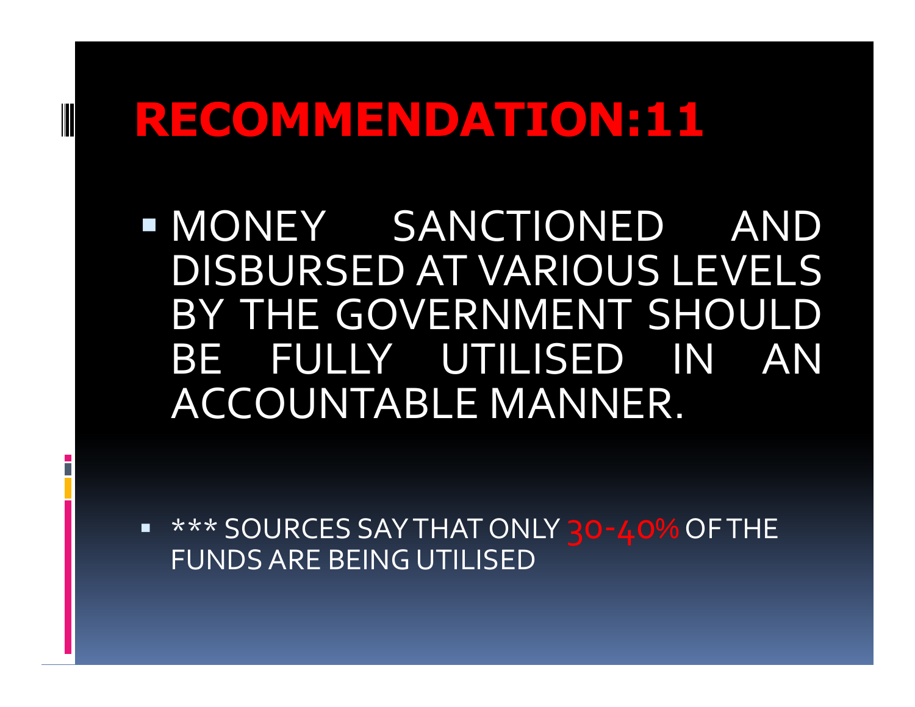# RECOMMENDATION:11

- MONEY SANCTIONED AND DISBURSED AT VARIOUS LEVELS BY THE GOVERNMENT SHOULD BE FULLY UTILISED IN AN ACCOUNTABLE MANNER.

- *** SOURCES SAY THAT ONLY 30-40% OF THE FUNDS ARE BEING UTILISED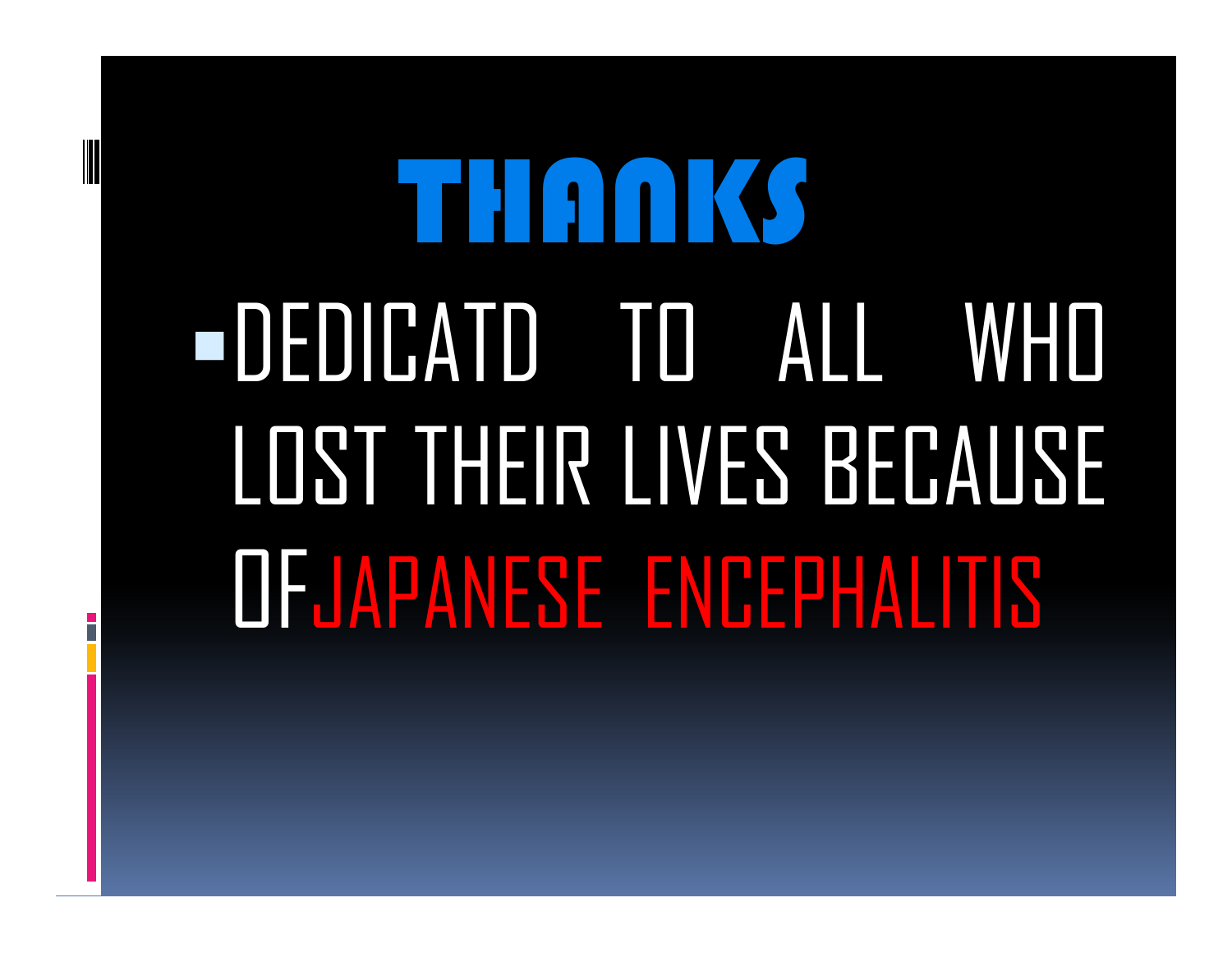# THANKS

- DEDICATD TO ALL WHO LOST THEIR LIVES BECAUSE OFJAPANESE ENCEPHALITIS